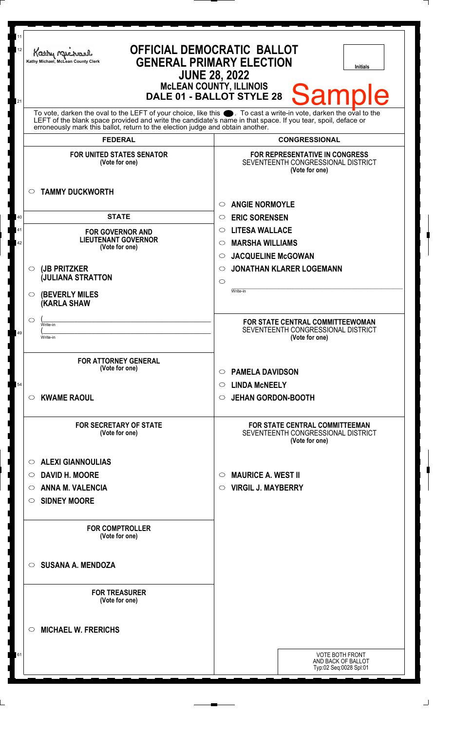Kathy Michael, McLean County Clerk

# OFFICIAL DEMOCRATIC BALLOT
## GENERAL PRIMARY ELECTION
### JUNE 28, 2022
### McLEAN COUNTY, ILLINOIS
### DALE 01 - BALLOT STYLE 28

Initials

**Sample**

To vote, darken the oval to the LEFT of your choice, like this ●. To cast a write-in vote, darken the oval to the LEFT of the blank space provided and write the candidate's name in that space. If you tear, spoil, deface or erroneously mark this ballot, return to the election judge and obtain another.

## FEDERAL

**FOR UNITED STATES SENATOR**
(Vote for one)

- ○ **TAMMY DUCKWORTH**

## STATE

**FOR GOVERNOR AND LIEUTENANT GOVERNOR**
(Vote for one)

- ○ **(JB PRITZKER**
  **(JULIANA STRATTON**
- ○ **(BEVERLY MILES**
  **(KARLA SHAW**
- ○ (______________ Write-in
  (______________ Write-in

**FOR ATTORNEY GENERAL**
(Vote for one)

- ○ **KWAME RAOUL**

**FOR SECRETARY OF STATE**
(Vote for one)

- ○ **ALEXI GIANNOULIAS**
- ○ **DAVID H. MOORE**
- ○ **ANNA M. VALENCIA**
- ○ **SIDNEY MOORE**

**FOR COMPTROLLER**
(Vote for one)

- ○ **SUSANA A. MENDOZA**

**FOR TREASURER**
(Vote for one)

- ○ **MICHAEL W. FRERICHS**

## CONGRESSIONAL

**FOR REPRESENTATIVE IN CONGRESS**
SEVENTEENTH CONGRESSIONAL DISTRICT
(Vote for one)

- ○ **ANGIE NORMOYLE**
- ○ **ERIC SORENSEN**
- ○ **LITESA WALLACE**
- ○ **MARSHA WILLIAMS**
- ○ **JACQUELINE McGOWAN**
- ○ **JONATHAN KLARER LOGEMANN**
- ○ ______________ Write-in

**FOR STATE CENTRAL COMMITTEEWOMAN**
SEVENTEENTH CONGRESSIONAL DISTRICT
(Vote for one)

- ○ **PAMELA DAVIDSON**
- ○ **LINDA McNEELY**
- ○ **JEHAN GORDON-BOOTH**

**FOR STATE CENTRAL COMMITTEEMAN**
SEVENTEENTH CONGRESSIONAL DISTRICT
(Vote for one)

- ○ **MAURICE A. WEST II**
- ○ **VIRGIL J. MAYBERRY**

VOTE BOTH FRONT AND BACK OF BALLOT
Typ:02 Seq:0028 Spl:01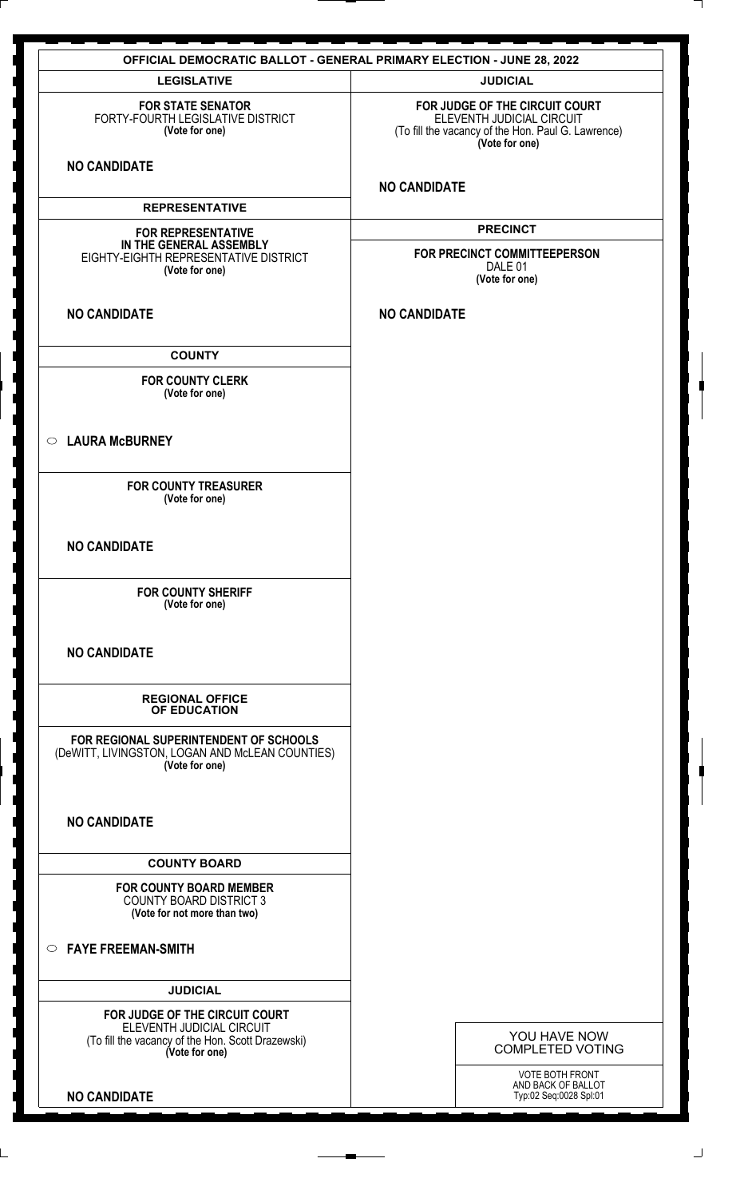# OFFICIAL DEMOCRATIC BALLOT - GENERAL PRIMARY ELECTION - JUNE 28, 2022

## LEGISLATIVE

**FOR STATE SENATOR**
FORTY-FOURTH LEGISLATIVE DISTRICT
**(Vote for one)**

**NO CANDIDATE**

## REPRESENTATIVE

**FOR REPRESENTATIVE IN THE GENERAL ASSEMBLY**
EIGHTY-EIGHTH REPRESENTATIVE DISTRICT
**(Vote for one)**

**NO CANDIDATE**

## COUNTY

**FOR COUNTY CLERK**
**(Vote for one)**

○ **LAURA McBURNEY**

**FOR COUNTY TREASURER**
**(Vote for one)**

**NO CANDIDATE**

**FOR COUNTY SHERIFF**
**(Vote for one)**

**NO CANDIDATE**

## REGIONAL OFFICE OF EDUCATION

**FOR REGIONAL SUPERINTENDENT OF SCHOOLS**
(DeWITT, LIVINGSTON, LOGAN AND McLEAN COUNTIES)
**(Vote for one)**

**NO CANDIDATE**

## COUNTY BOARD

**FOR COUNTY BOARD MEMBER**
COUNTY BOARD DISTRICT 3
**(Vote for not more than two)**

○ **FAYE FREEMAN-SMITH**

## JUDICIAL

**FOR JUDGE OF THE CIRCUIT COURT**
ELEVENTH JUDICIAL CIRCUIT
(To fill the vacancy of the Hon. Scott Drazewski)
**(Vote for one)**

**NO CANDIDATE**

## JUDICIAL

**FOR JUDGE OF THE CIRCUIT COURT**
ELEVENTH JUDICIAL CIRCUIT
(To fill the vacancy of the Hon. Paul G. Lawrence)
**(Vote for one)**

**NO CANDIDATE**

## PRECINCT

**FOR PRECINCT COMMITTEEPERSON**
DALE 01
**(Vote for one)**

**NO CANDIDATE**

YOU HAVE NOW COMPLETED VOTING

VOTE BOTH FRONT AND BACK OF BALLOT
Typ:02 Seq:0028 Spl:01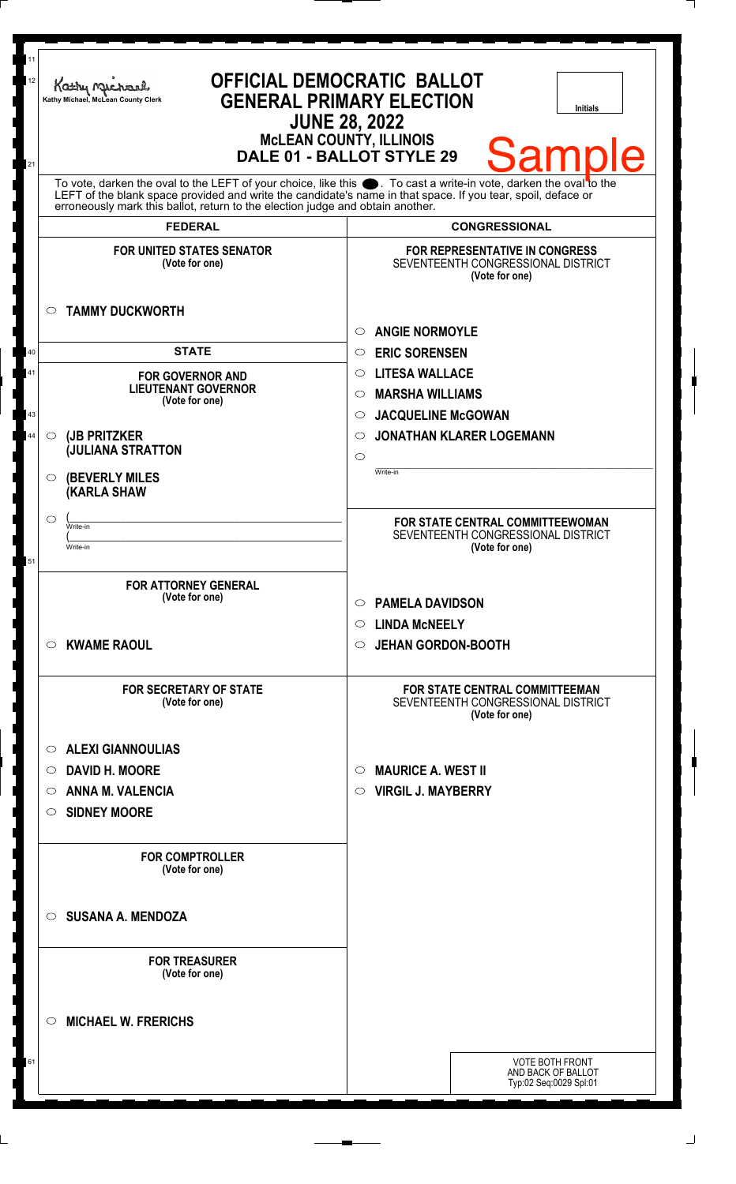Kathy Michael, McLean County Clerk

# OFFICIAL DEMOCRATIC BALLOT
## GENERAL PRIMARY ELECTION
## JUNE 28, 2022
### McLEAN COUNTY, ILLINOIS
### DALE 01 - BALLOT STYLE 29

Initials

Sample

To vote, darken the oval to the LEFT of your choice, like this ⬬. To cast a write-in vote, darken the oval to the LEFT of the blank space provided and write the candidate's name in that space. If you tear, spoil, deface or erroneously mark this ballot, return to the election judge and obtain another.

## FEDERAL

**FOR UNITED STATES SENATOR**
(Vote for one)

- ○ **TAMMY DUCKWORTH**

## STATE

**FOR GOVERNOR AND LIEUTENANT GOVERNOR**
(Vote for one)

- ○ **(JB PRITZKER (JULIANA STRATTON**
- ○ **(BEVERLY MILES (KARLA SHAW**
- ○ (\_\_\_\_\_\_\_\_\_\_ Write-in (\_\_\_\_\_\_\_\_\_\_ Write-in

**FOR ATTORNEY GENERAL**
(Vote for one)

- ○ **KWAME RAOUL**

**FOR SECRETARY OF STATE**
(Vote for one)

- ○ **ALEXI GIANNOULIAS**
- ○ **DAVID H. MOORE**
- ○ **ANNA M. VALENCIA**
- ○ **SIDNEY MOORE**

**FOR COMPTROLLER**
(Vote for one)

- ○ **SUSANA A. MENDOZA**

**FOR TREASURER**
(Vote for one)

- ○ **MICHAEL W. FRERICHS**

## CONGRESSIONAL

**FOR REPRESENTATIVE IN CONGRESS**
SEVENTEENTH CONGRESSIONAL DISTRICT
(Vote for one)

- ○ **ANGIE NORMOYLE**
- ○ **ERIC SORENSEN**
- ○ **LITESA WALLACE**
- ○ **MARSHA WILLIAMS**
- ○ **JACQUELINE McGOWAN**
- ○ **JONATHAN KLARER LOGEMANN**
- ○ \_\_\_\_\_\_\_\_\_\_ Write-in

**FOR STATE CENTRAL COMMITTEEWOMAN**
SEVENTEENTH CONGRESSIONAL DISTRICT
(Vote for one)

- ○ **PAMELA DAVIDSON**
- ○ **LINDA McNEELY**
- ○ **JEHAN GORDON-BOOTH**

**FOR STATE CENTRAL COMMITTEEMAN**
SEVENTEENTH CONGRESSIONAL DISTRICT
(Vote for one)

- ○ **MAURICE A. WEST II**
- ○ **VIRGIL J. MAYBERRY**

VOTE BOTH FRONT AND BACK OF BALLOT
Typ:02 Seq:0029 Spl:01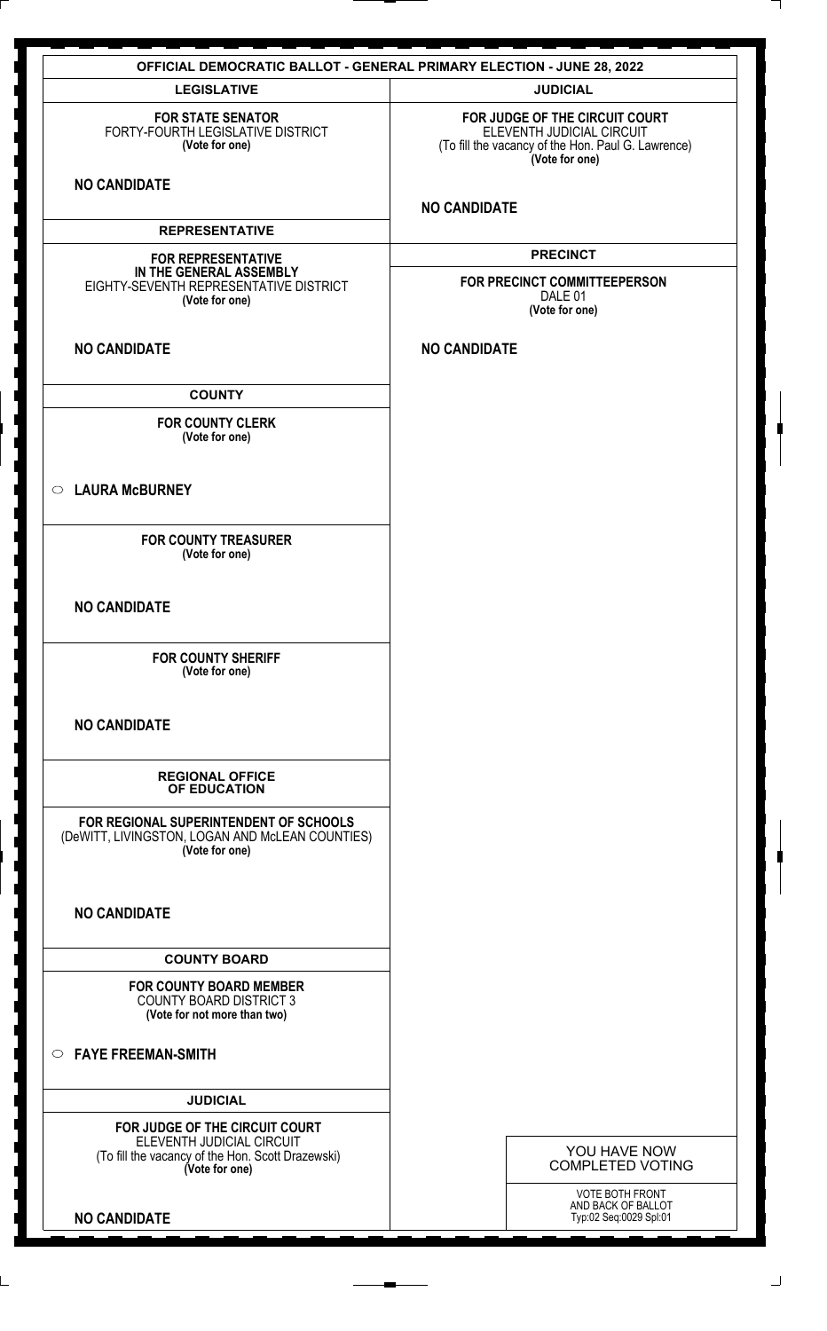## OFFICIAL DEMOCRATIC BALLOT - GENERAL PRIMARY ELECTION - JUNE 28, 2022

### LEGISLATIVE

**FOR STATE SENATOR**
FORTY-FOURTH LEGISLATIVE DISTRICT
**(Vote for one)**

**NO CANDIDATE**

### REPRESENTATIVE

**FOR REPRESENTATIVE IN THE GENERAL ASSEMBLY**
EIGHTY-SEVENTH REPRESENTATIVE DISTRICT
**(Vote for one)**

**NO CANDIDATE**

### COUNTY

**FOR COUNTY CLERK**
**(Vote for one)**

○ **LAURA McBURNEY**

**FOR COUNTY TREASURER**
**(Vote for one)**

**NO CANDIDATE**

**FOR COUNTY SHERIFF**
**(Vote for one)**

**NO CANDIDATE**

### REGIONAL OFFICE OF EDUCATION

**FOR REGIONAL SUPERINTENDENT OF SCHOOLS**
(DeWITT, LIVINGSTON, LOGAN AND McLEAN COUNTIES)
**(Vote for one)**

**NO CANDIDATE**

### COUNTY BOARD

**FOR COUNTY BOARD MEMBER**
COUNTY BOARD DISTRICT 3
**(Vote for not more than two)**

○ **FAYE FREEMAN-SMITH**

### JUDICIAL

**FOR JUDGE OF THE CIRCUIT COURT**
ELEVENTH JUDICIAL CIRCUIT
(To fill the vacancy of the Hon. Scott Drazewski)
**(Vote for one)**

**NO CANDIDATE**

### JUDICIAL

**FOR JUDGE OF THE CIRCUIT COURT**
ELEVENTH JUDICIAL CIRCUIT
(To fill the vacancy of the Hon. Paul G. Lawrence)
**(Vote for one)**

**NO CANDIDATE**

### PRECINCT

**FOR PRECINCT COMMITTEEPERSON**
DALE 01
**(Vote for one)**

**NO CANDIDATE**

YOU HAVE NOW COMPLETED VOTING

VOTE BOTH FRONT AND BACK OF BALLOT
Typ:02 Seq:0029 Spl:01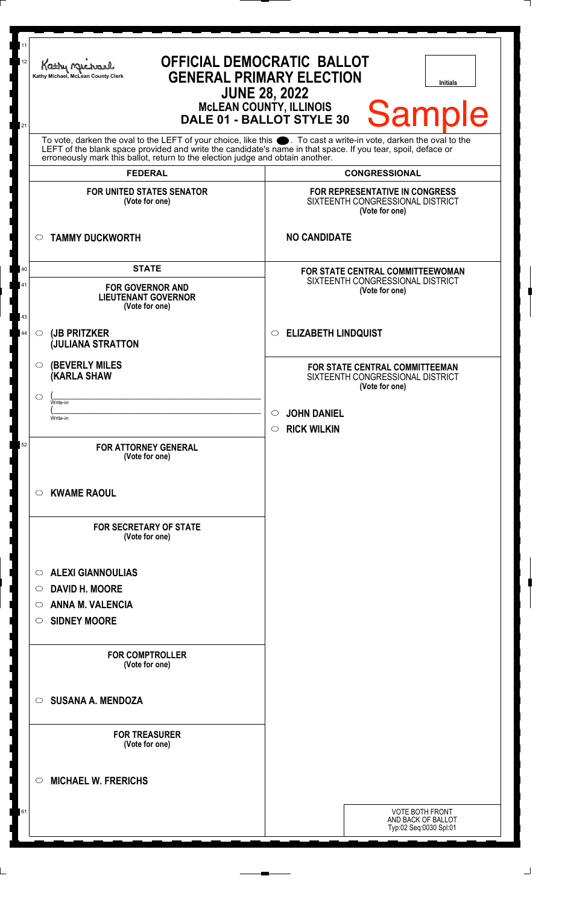Kathy Michael, McLean County Clerk

# OFFICIAL DEMOCRATIC BALLOT
## GENERAL PRIMARY ELECTION
## JUNE 28, 2022
### McLEAN COUNTY, ILLINOIS
### DALE 01 - BALLOT STYLE 30

Initials

Sample

To vote, darken the oval to the LEFT of your choice, like this ⬬. To cast a write-in vote, darken the oval to the LEFT of the blank space provided and write the candidate's name in that space. If you tear, spoil, deface or erroneously mark this ballot, return to the election judge and obtain another.

## FEDERAL

**FOR UNITED STATES SENATOR**
(Vote for one)

○ **TAMMY DUCKWORTH**

## STATE

**FOR GOVERNOR AND LIEUTENANT GOVERNOR**
(Vote for one)

○ **(JB PRITZKER**
**(JULIANA STRATTON**

○ **(BEVERLY MILES**
**(KARLA SHAW**

○ (______________________
Write-in
(______________________
Write-in

**FOR ATTORNEY GENERAL**
(Vote for one)

○ **KWAME RAOUL**

**FOR SECRETARY OF STATE**
(Vote for one)

○ **ALEXI GIANNOULIAS**
○ **DAVID H. MOORE**
○ **ANNA M. VALENCIA**
○ **SIDNEY MOORE**

**FOR COMPTROLLER**
(Vote for one)

○ **SUSANA A. MENDOZA**

**FOR TREASURER**
(Vote for one)

○ **MICHAEL W. FRERICHS**

## CONGRESSIONAL

**FOR REPRESENTATIVE IN CONGRESS**
SIXTEENTH CONGRESSIONAL DISTRICT
(Vote for one)

**NO CANDIDATE**

**FOR STATE CENTRAL COMMITTEEWOMAN**
SIXTEENTH CONGRESSIONAL DISTRICT
(Vote for one)

○ **ELIZABETH LINDQUIST**

**FOR STATE CENTRAL COMMITTEEMAN**
SIXTEENTH CONGRESSIONAL DISTRICT
(Vote for one)

○ **JOHN DANIEL**
○ **RICK WILKIN**

VOTE BOTH FRONT AND BACK OF BALLOT
Typ:02 Seq:0030 Spl:01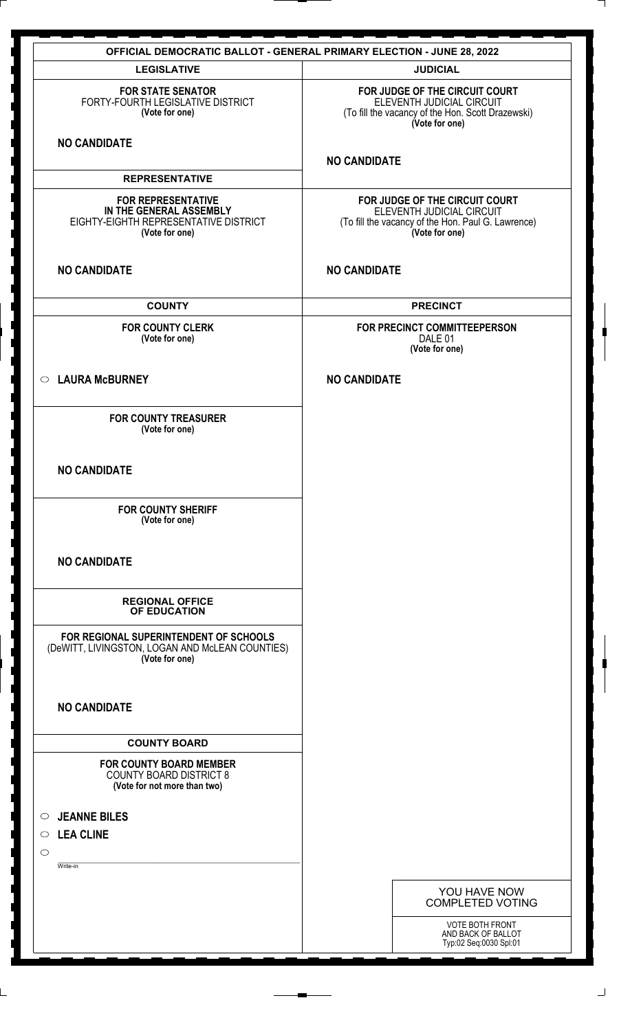# OFFICIAL DEMOCRATIC BALLOT - GENERAL PRIMARY ELECTION - JUNE 28, 2022

## LEGISLATIVE

**FOR STATE SENATOR**
FORTY-FOURTH LEGISLATIVE DISTRICT
**(Vote for one)**

**NO CANDIDATE**

## REPRESENTATIVE

**FOR REPRESENTATIVE IN THE GENERAL ASSEMBLY**
EIGHTY-EIGHTH REPRESENTATIVE DISTRICT
**(Vote for one)**

**NO CANDIDATE**

## COUNTY

**FOR COUNTY CLERK**
**(Vote for one)**

○ **LAURA McBURNEY**

**FOR COUNTY TREASURER**
**(Vote for one)**

**NO CANDIDATE**

**FOR COUNTY SHERIFF**
**(Vote for one)**

**NO CANDIDATE**

## REGIONAL OFFICE OF EDUCATION

**FOR REGIONAL SUPERINTENDENT OF SCHOOLS**
(DeWITT, LIVINGSTON, LOGAN AND McLEAN COUNTIES)
**(Vote for one)**

**NO CANDIDATE**

## COUNTY BOARD

**FOR COUNTY BOARD MEMBER**
COUNTY BOARD DISTRICT 8
**(Vote for not more than two)**

○ **JEANNE BILES**
○ **LEA CLINE**
○ ____________________
Write-in

## JUDICIAL

**FOR JUDGE OF THE CIRCUIT COURT**
ELEVENTH JUDICIAL CIRCUIT
(To fill the vacancy of the Hon. Scott Drazewski)
**(Vote for one)**

**NO CANDIDATE**

**FOR JUDGE OF THE CIRCUIT COURT**
ELEVENTH JUDICIAL CIRCUIT
(To fill the vacancy of the Hon. Paul G. Lawrence)
**(Vote for one)**

**NO CANDIDATE**

## PRECINCT

**FOR PRECINCT COMMITTEEPERSON**
DALE 01
**(Vote for one)**

**NO CANDIDATE**

YOU HAVE NOW COMPLETED VOTING

VOTE BOTH FRONT AND BACK OF BALLOT
Typ:02 Seq:0030 Spl:01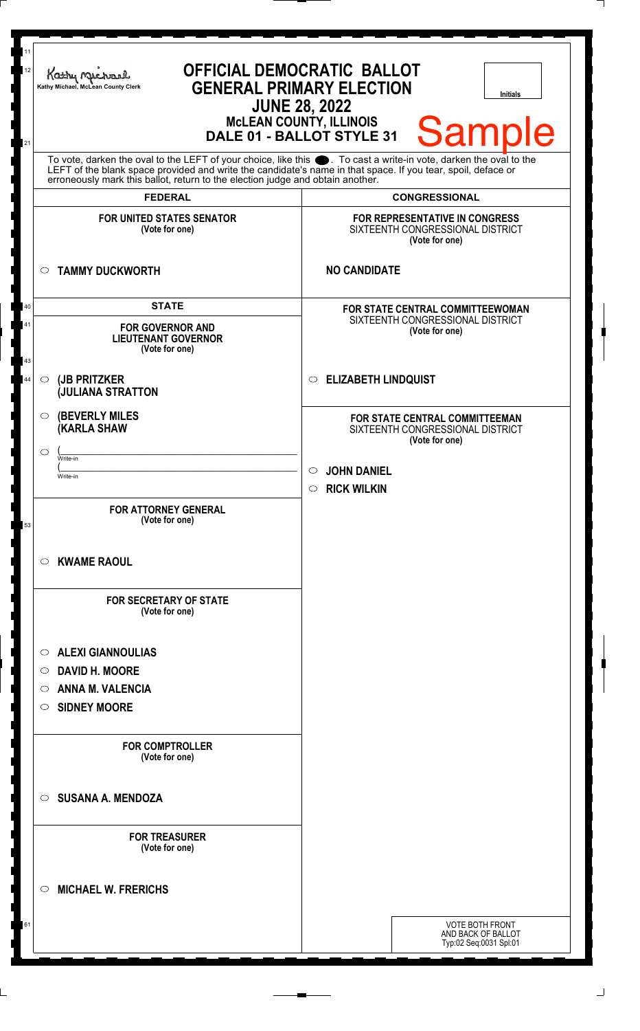Kathy Michael, McLean County Clerk

# OFFICIAL DEMOCRATIC BALLOT
## GENERAL PRIMARY ELECTION
### JUNE 28, 2022
### McLEAN COUNTY, ILLINOIS
### DALE 01 - BALLOT STYLE 31

Initials

Sample

To vote, darken the oval to the LEFT of your choice, like this ⬬. To cast a write-in vote, darken the oval to the LEFT of the blank space provided and write the candidate's name in that space. If you tear, spoil, deface or erroneously mark this ballot, return to the election judge and obtain another.

## FEDERAL

**FOR UNITED STATES SENATOR**
(Vote for one)

- ○ **TAMMY DUCKWORTH**

## STATE

**FOR GOVERNOR AND LIEUTENANT GOVERNOR**
(Vote for one)

- ○ **(JB PRITZKER (JULIANA STRATTON**
- ○ **(BEVERLY MILES (KARLA SHAW**
- ○ ( Write-in ( Write-in

**FOR ATTORNEY GENERAL**
(Vote for one)

- ○ **KWAME RAOUL**

**FOR SECRETARY OF STATE**
(Vote for one)

- ○ **ALEXI GIANNOULIAS**
- ○ **DAVID H. MOORE**
- ○ **ANNA M. VALENCIA**
- ○ **SIDNEY MOORE**

**FOR COMPTROLLER**
(Vote for one)

- ○ **SUSANA A. MENDOZA**

**FOR TREASURER**
(Vote for one)

- ○ **MICHAEL W. FRERICHS**

## CONGRESSIONAL

**FOR REPRESENTATIVE IN CONGRESS**
SIXTEENTH CONGRESSIONAL DISTRICT
(Vote for one)

**NO CANDIDATE**

**FOR STATE CENTRAL COMMITTEEWOMAN**
SIXTEENTH CONGRESSIONAL DISTRICT
(Vote for one)

- ○ **ELIZABETH LINDQUIST**

**FOR STATE CENTRAL COMMITTEEMAN**
SIXTEENTH CONGRESSIONAL DISTRICT
(Vote for one)

- ○ **JOHN DANIEL**
- ○ **RICK WILKIN**

VOTE BOTH FRONT AND BACK OF BALLOT
Typ:02 Seq:0031 Spl:01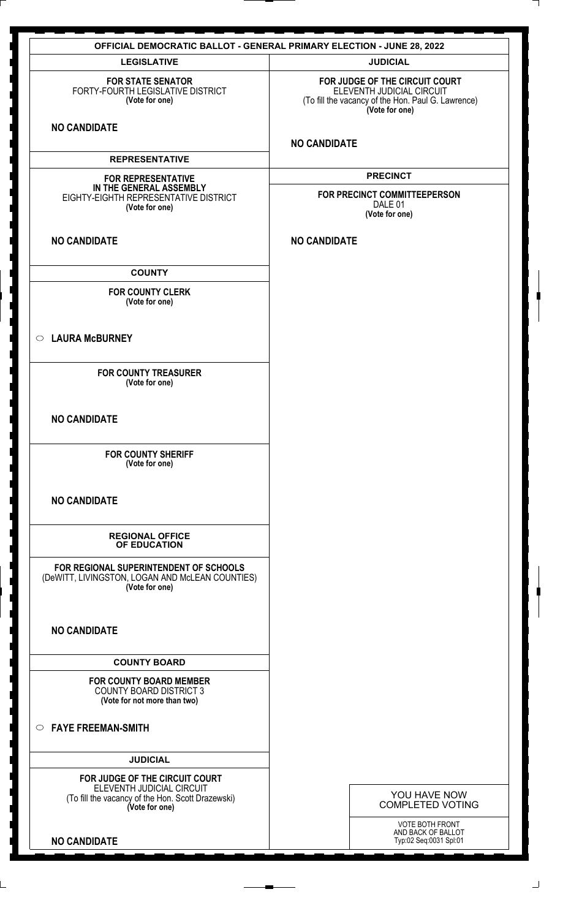# OFFICIAL DEMOCRATIC BALLOT - GENERAL PRIMARY ELECTION - JUNE 28, 2022

## LEGISLATIVE

**FOR STATE SENATOR**
FORTY-FOURTH LEGISLATIVE DISTRICT
**(Vote for one)**

**NO CANDIDATE**

## REPRESENTATIVE

**FOR REPRESENTATIVE IN THE GENERAL ASSEMBLY**
EIGHTY-EIGHTH REPRESENTATIVE DISTRICT
**(Vote for one)**

**NO CANDIDATE**

## COUNTY

**FOR COUNTY CLERK**
**(Vote for one)**

○ **LAURA McBURNEY**

**FOR COUNTY TREASURER**
**(Vote for one)**

**NO CANDIDATE**

**FOR COUNTY SHERIFF**
**(Vote for one)**

**NO CANDIDATE**

## REGIONAL OFFICE OF EDUCATION

**FOR REGIONAL SUPERINTENDENT OF SCHOOLS**
(DeWITT, LIVINGSTON, LOGAN AND McLEAN COUNTIES)
**(Vote for one)**

**NO CANDIDATE**

## COUNTY BOARD

**FOR COUNTY BOARD MEMBER**
COUNTY BOARD DISTRICT 3
**(Vote for not more than two)**

○ **FAYE FREEMAN-SMITH**

## JUDICIAL

**FOR JUDGE OF THE CIRCUIT COURT**
ELEVENTH JUDICIAL CIRCUIT
(To fill the vacancy of the Hon. Scott Drazewski)
**(Vote for one)**

**NO CANDIDATE**

## JUDICIAL

**FOR JUDGE OF THE CIRCUIT COURT**
ELEVENTH JUDICIAL CIRCUIT
(To fill the vacancy of the Hon. Paul G. Lawrence)
**(Vote for one)**

**NO CANDIDATE**

## PRECINCT

**FOR PRECINCT COMMITTEEPERSON**
DALE 01
**(Vote for one)**

**NO CANDIDATE**

YOU HAVE NOW COMPLETED VOTING

VOTE BOTH FRONT AND BACK OF BALLOT
Typ:02 Seq:0031 Spl:01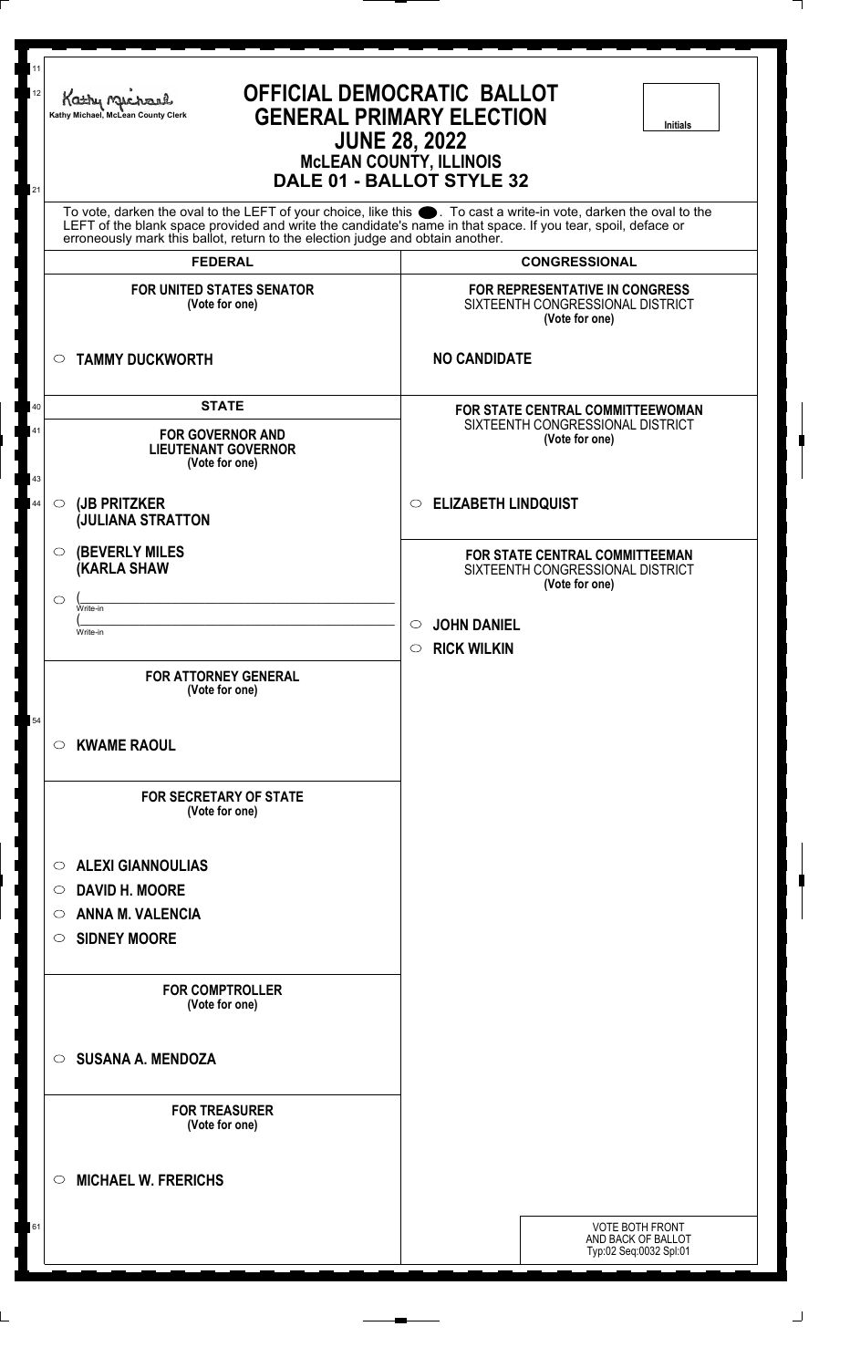Kathy Michael, McLean County Clerk

# OFFICIAL DEMOCRATIC BALLOT
## GENERAL PRIMARY ELECTION
## JUNE 28, 2022
### McLEAN COUNTY, ILLINOIS
### DALE 01 - BALLOT STYLE 32

Initials

To vote, darken the oval to the LEFT of your choice, like this ⬤. To cast a write-in vote, darken the oval to the LEFT of the blank space provided and write the candidate's name in that space. If you tear, spoil, deface or erroneously mark this ballot, return to the election judge and obtain another.

## FEDERAL

**FOR UNITED STATES SENATOR**
(Vote for one)

- ○ **TAMMY DUCKWORTH**

## STATE

**FOR GOVERNOR AND LIEUTENANT GOVERNOR**
(Vote for one)

- ○ **(JB PRITZKER (JULIANA STRATTON**
- ○ **(BEVERLY MILES (KARLA SHAW**
- ○ (\_\_\_\_\_\_\_\_\_\_ Write-in (\_\_\_\_\_\_\_\_\_\_ Write-in

**FOR ATTORNEY GENERAL**
(Vote for one)

- ○ **KWAME RAOUL**

**FOR SECRETARY OF STATE**
(Vote for one)

- ○ **ALEXI GIANNOULIAS**
- ○ **DAVID H. MOORE**
- ○ **ANNA M. VALENCIA**
- ○ **SIDNEY MOORE**

**FOR COMPTROLLER**
(Vote for one)

- ○ **SUSANA A. MENDOZA**

**FOR TREASURER**
(Vote for one)

- ○ **MICHAEL W. FRERICHS**

## CONGRESSIONAL

**FOR REPRESENTATIVE IN CONGRESS**
SIXTEENTH CONGRESSIONAL DISTRICT
(Vote for one)

**NO CANDIDATE**

**FOR STATE CENTRAL COMMITTEEWOMAN**
SIXTEENTH CONGRESSIONAL DISTRICT
(Vote for one)

- ○ **ELIZABETH LINDQUIST**

**FOR STATE CENTRAL COMMITTEEMAN**
SIXTEENTH CONGRESSIONAL DISTRICT
(Vote for one)

- ○ **JOHN DANIEL**
- ○ **RICK WILKIN**

VOTE BOTH FRONT AND BACK OF BALLOT
Typ:02 Seq:0032 Spl:01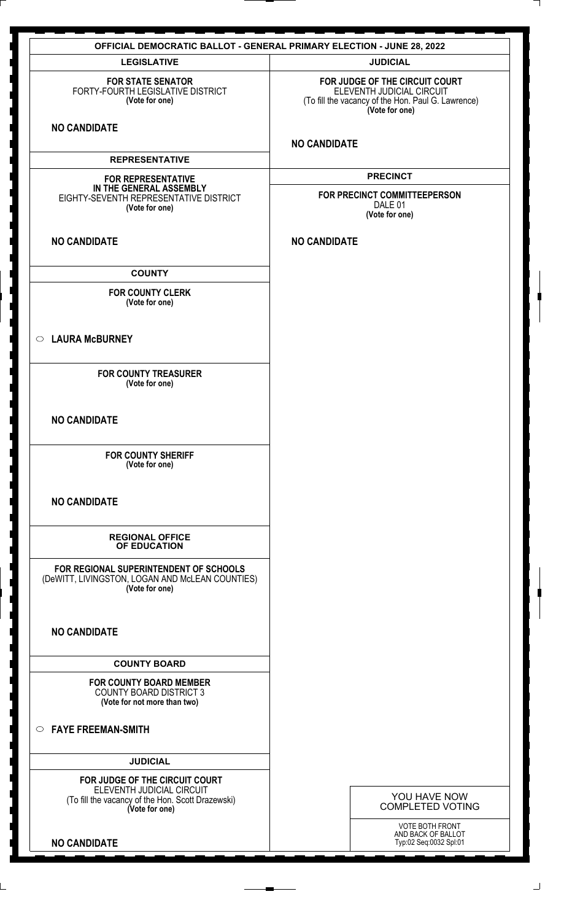# OFFICIAL DEMOCRATIC BALLOT - GENERAL PRIMARY ELECTION - JUNE 28, 2022

## LEGISLATIVE

**FOR STATE SENATOR**
FORTY-FOURTH LEGISLATIVE DISTRICT
**(Vote for one)**

**NO CANDIDATE**

## REPRESENTATIVE

**FOR REPRESENTATIVE IN THE GENERAL ASSEMBLY**
EIGHTY-SEVENTH REPRESENTATIVE DISTRICT
**(Vote for one)**

**NO CANDIDATE**

## COUNTY

**FOR COUNTY CLERK**
**(Vote for one)**

○ **LAURA McBURNEY**

**FOR COUNTY TREASURER**
**(Vote for one)**

**NO CANDIDATE**

**FOR COUNTY SHERIFF**
**(Vote for one)**

**NO CANDIDATE**

## REGIONAL OFFICE OF EDUCATION

**FOR REGIONAL SUPERINTENDENT OF SCHOOLS**
(DeWITT, LIVINGSTON, LOGAN AND McLEAN COUNTIES)
**(Vote for one)**

**NO CANDIDATE**

## COUNTY BOARD

**FOR COUNTY BOARD MEMBER**
COUNTY BOARD DISTRICT 3
**(Vote for not more than two)**

○ **FAYE FREEMAN-SMITH**

## JUDICIAL

**FOR JUDGE OF THE CIRCUIT COURT**
ELEVENTH JUDICIAL CIRCUIT
(To fill the vacancy of the Hon. Scott Drazewski)
**(Vote for one)**

**NO CANDIDATE**

## JUDICIAL

**FOR JUDGE OF THE CIRCUIT COURT**
ELEVENTH JUDICIAL CIRCUIT
(To fill the vacancy of the Hon. Paul G. Lawrence)
**(Vote for one)**

**NO CANDIDATE**

## PRECINCT

**FOR PRECINCT COMMITTEEPERSON**
DALE 01
**(Vote for one)**

**NO CANDIDATE**

YOU HAVE NOW COMPLETED VOTING

VOTE BOTH FRONT AND BACK OF BALLOT
Typ:02 Seq:0032 Spl:01